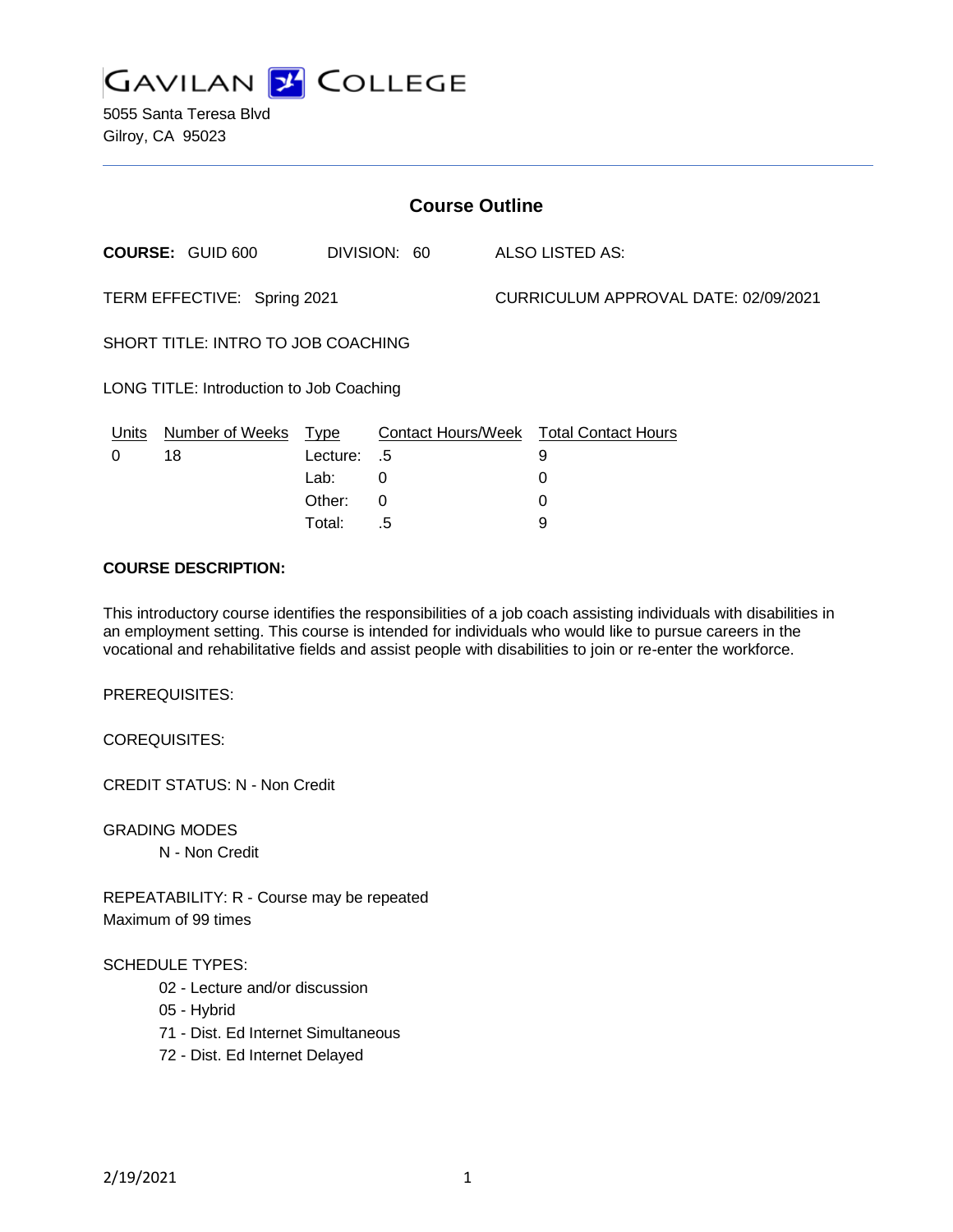# GAVILAN COLLEGE

5055 Santa Teresa Blvd
Gilroy, CA 95023

## Course Outline

**COURSE:** GUID 600 DIVISION: 60 ALSO LISTED AS:

TERM EFFECTIVE: Spring 2021 CURRICULUM APPROVAL DATE: 02/09/2021

SHORT TITLE: INTRO TO JOB COACHING

LONG TITLE: Introduction to Job Coaching

| Units | Number of Weeks | Type | Contact Hours/Week | Total Contact Hours |
|---|---|---|---|---|
| 0 | 18 | Lecture: | .5 | 9 |
| | | Lab: | 0 | 0 |
| | | Other: | 0 | 0 |
| | | Total: | .5 | 9 |

**COURSE DESCRIPTION:**

This introductory course identifies the responsibilities of a job coach assisting individuals with disabilities in an employment setting. This course is intended for individuals who would like to pursue careers in the vocational and rehabilitative fields and assist people with disabilities to join or re-enter the workforce.

PREREQUISITES:

COREQUISITES:

CREDIT STATUS: N - Non Credit

GRADING MODES
- N - Non Credit

REPEATABILITY: R - Course may be repeated
Maximum of 99 times

SCHEDULE TYPES:
- 02 - Lecture and/or discussion
- 05 - Hybrid
- 71 - Dist. Ed Internet Simultaneous
- 72 - Dist. Ed Internet Delayed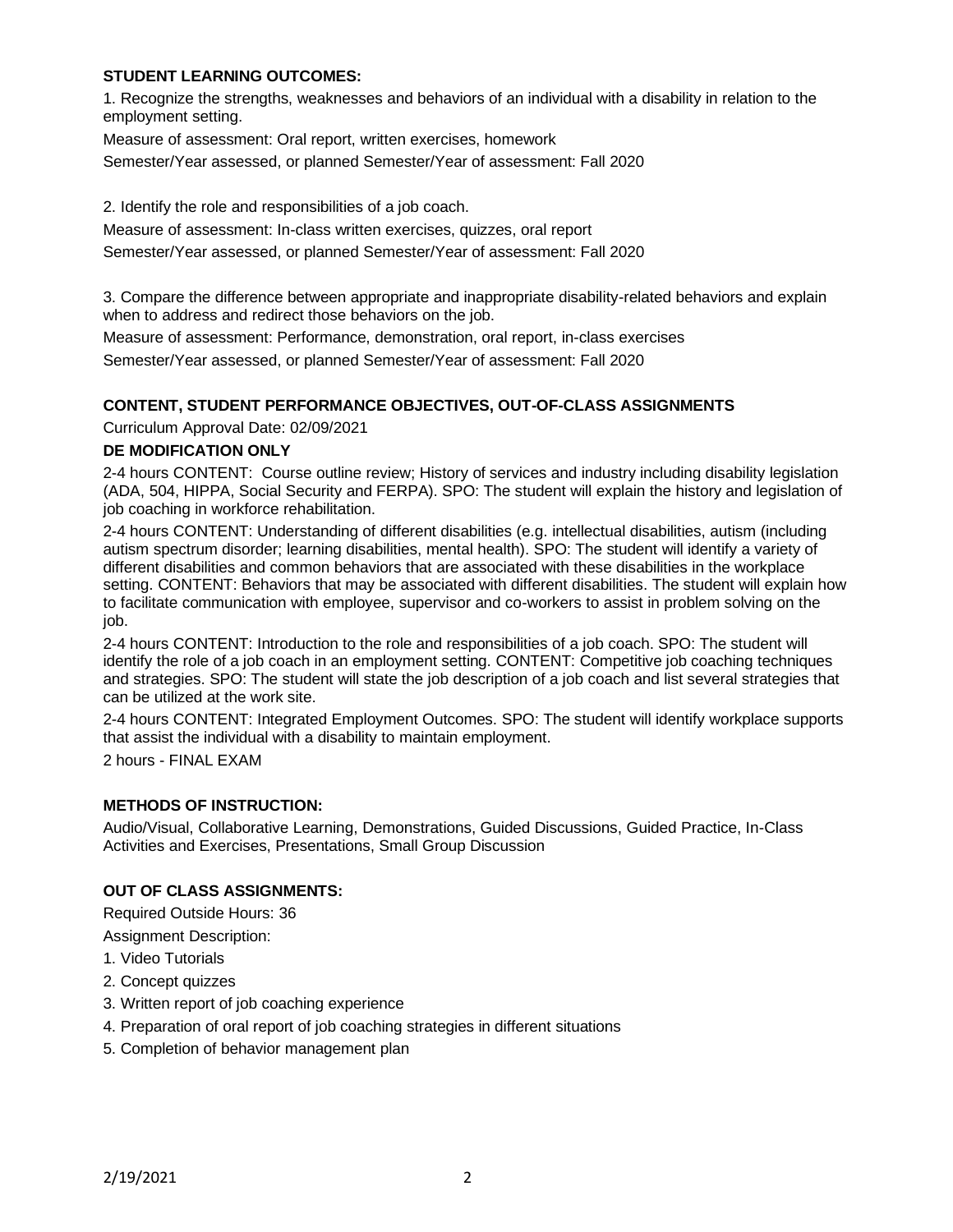**STUDENT LEARNING OUTCOMES:**

1. Recognize the strengths, weaknesses and behaviors of an individual with a disability in relation to the employment setting.

Measure of assessment: Oral report, written exercises, homework

Semester/Year assessed, or planned Semester/Year of assessment: Fall 2020

2. Identify the role and responsibilities of a job coach.

Measure of assessment: In-class written exercises, quizzes, oral report

Semester/Year assessed, or planned Semester/Year of assessment: Fall 2020

3. Compare the difference between appropriate and inappropriate disability-related behaviors and explain when to address and redirect those behaviors on the job.

Measure of assessment: Performance, demonstration, oral report, in-class exercises

Semester/Year assessed, or planned Semester/Year of assessment: Fall 2020

**CONTENT, STUDENT PERFORMANCE OBJECTIVES, OUT-OF-CLASS ASSIGNMENTS**

Curriculum Approval Date: 02/09/2021

**DE MODIFICATION ONLY**

2-4 hours CONTENT: Course outline review; History of services and industry including disability legislation (ADA, 504, HIPPA, Social Security and FERPA). SPO: The student will explain the history and legislation of job coaching in workforce rehabilitation.

2-4 hours CONTENT: Understanding of different disabilities (e.g. intellectual disabilities, autism (including autism spectrum disorder; learning disabilities, mental health). SPO: The student will identify a variety of different disabilities and common behaviors that are associated with these disabilities in the workplace setting. CONTENT: Behaviors that may be associated with different disabilities. The student will explain how to facilitate communication with employee, supervisor and co-workers to assist in problem solving on the job.

2-4 hours CONTENT: Introduction to the role and responsibilities of a job coach. SPO: The student will identify the role of a job coach in an employment setting. CONTENT: Competitive job coaching techniques and strategies. SPO: The student will state the job description of a job coach and list several strategies that can be utilized at the work site.

2-4 hours CONTENT: Integrated Employment Outcomes. SPO: The student will identify workplace supports that assist the individual with a disability to maintain employment.

2 hours - FINAL EXAM

**METHODS OF INSTRUCTION:**

Audio/Visual, Collaborative Learning, Demonstrations, Guided Discussions, Guided Practice, In-Class Activities and Exercises, Presentations, Small Group Discussion

**OUT OF CLASS ASSIGNMENTS:**

Required Outside Hours: 36

Assignment Description:

1. Video Tutorials
2. Concept quizzes
3. Written report of job coaching experience
4. Preparation of oral report of job coaching strategies in different situations
5. Completion of behavior management plan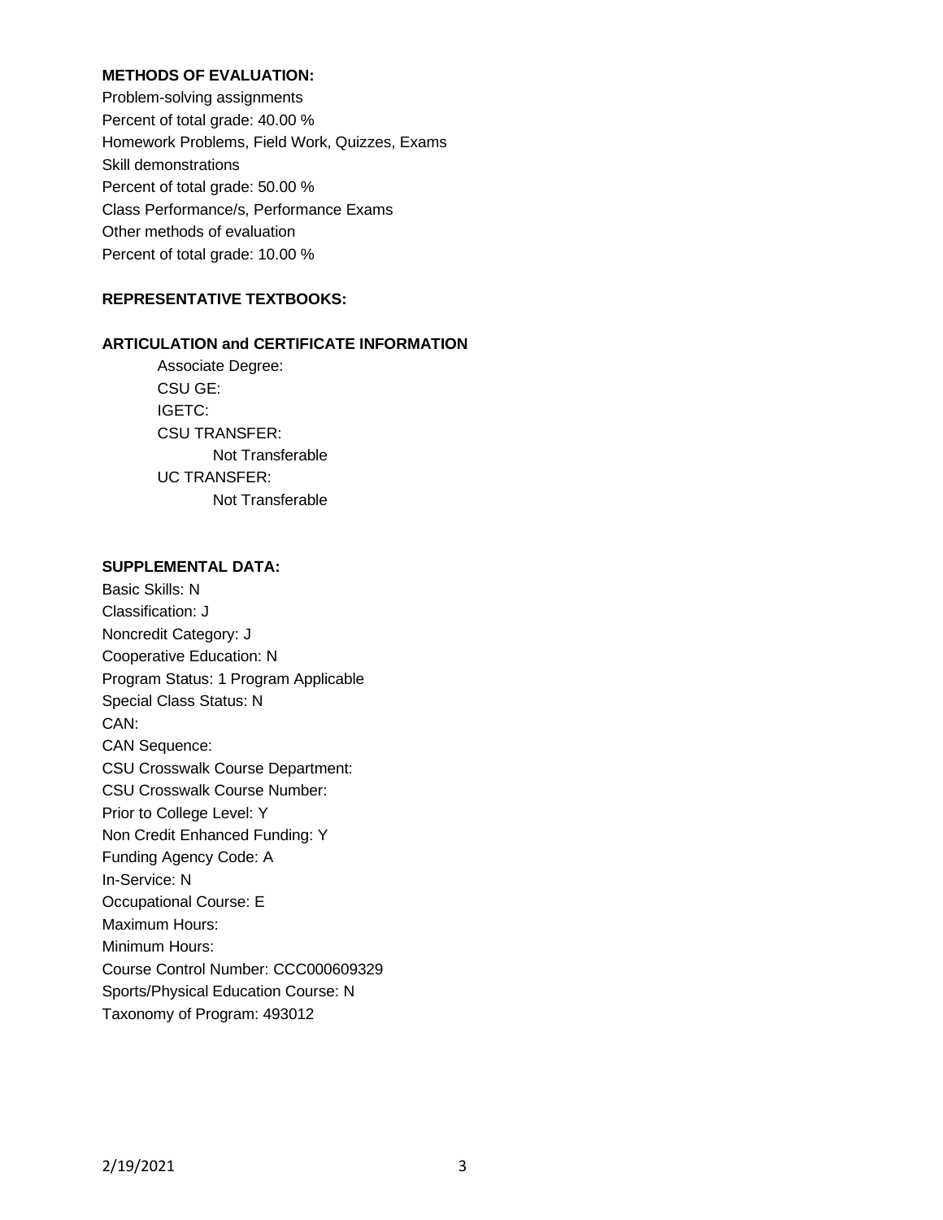**METHODS OF EVALUATION:**

Problem-solving assignments
Percent of total grade: 40.00 %
Homework Problems, Field Work, Quizzes, Exams
Skill demonstrations
Percent of total grade: 50.00 %
Class Performance/s, Performance Exams
Other methods of evaluation
Percent of total grade: 10.00 %

**REPRESENTATIVE TEXTBOOKS:**

**ARTICULATION and CERTIFICATE INFORMATION**

Associate Degree:
CSU GE:
IGETC:
CSU TRANSFER:
Not Transferable
UC TRANSFER:
Not Transferable

**SUPPLEMENTAL DATA:**

Basic Skills: N
Classification: J
Noncredit Category: J
Cooperative Education: N
Program Status: 1 Program Applicable
Special Class Status: N
CAN:
CAN Sequence:
CSU Crosswalk Course Department:
CSU Crosswalk Course Number:
Prior to College Level: Y
Non Credit Enhanced Funding: Y
Funding Agency Code: A
In-Service: N
Occupational Course: E
Maximum Hours:
Minimum Hours:
Course Control Number: CCC000609329
Sports/Physical Education Course: N
Taxonomy of Program: 493012